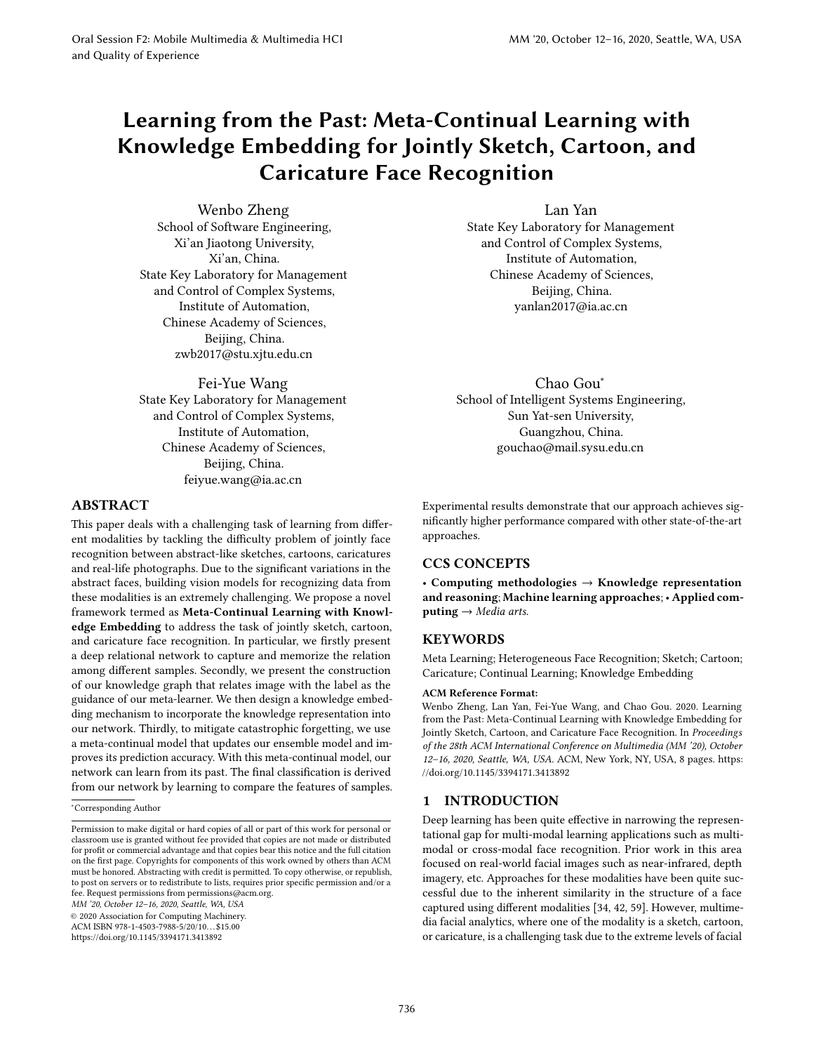# Learning from the Past: Meta-Continual Learning with Knowledge Embedding for Jointly Sketch, Cartoon, and Caricature Face Recognition

Wenbo Zheng
School of Software Engineering,
Xi'an Jiaotong University,
Xi'an, China.
State Key Laboratory for Management and Control of Complex Systems,
Institute of Automation,
Chinese Academy of Sciences,
Beijing, China.
zwb2017@stu.xjtu.edu.cn

Lan Yan
State Key Laboratory for Management and Control of Complex Systems,
Institute of Automation,
Chinese Academy of Sciences,
Beijing, China.
yanlan2017@ia.ac.cn

Fei-Yue Wang
State Key Laboratory for Management and Control of Complex Systems,
Institute of Automation,
Chinese Academy of Sciences,
Beijing, China.
feiyue.wang@ia.ac.cn

Chao Gou*
School of Intelligent Systems Engineering,
Sun Yat-sen University,
Guangzhou, China.
gouchao@mail.sysu.edu.cn

## ABSTRACT

This paper deals with a challenging task of learning from different modalities by tackling the difficulty problem of jointly face recognition between abstract-like sketches, cartoons, caricatures and real-life photographs. Due to the significant variations in the abstract faces, building vision models for recognizing data from these modalities is an extremely challenging. We propose a novel framework termed as **Meta-Continual Learning with Knowledge Embedding** to address the task of jointly sketch, cartoon, and caricature face recognition. In particular, we firstly present a deep relational network to capture and memorize the relation among different samples. Secondly, we present the construction of our knowledge graph that relates image with the label as the guidance of our meta-learner. We then design a knowledge embedding mechanism to incorporate the knowledge representation into our network. Thirdly, to mitigate catastrophic forgetting, we use a meta-continual model that updates our ensemble model and improves its prediction accuracy. With this meta-continual model, our network can learn from its past. The final classification is derived from our network by learning to compare the features of samples. Experimental results demonstrate that our approach achieves significantly higher performance compared with other state-of-the-art approaches.

## CCS CONCEPTS

• **Computing methodologies** → **Knowledge representation and reasoning**; **Machine learning approaches**; • **Applied computing** → *Media arts*.

## KEYWORDS

Meta Learning; Heterogeneous Face Recognition; Sketch; Cartoon; Caricature; Continual Learning; Knowledge Embedding

**ACM Reference Format:**
Wenbo Zheng, Lan Yan, Fei-Yue Wang, and Chao Gou. 2020. Learning from the Past: Meta-Continual Learning with Knowledge Embedding for Jointly Sketch, Cartoon, and Caricature Face Recognition. In *Proceedings of the 28th ACM International Conference on Multimedia (MM '20), October 12–16, 2020, Seattle, WA, USA.* ACM, New York, NY, USA, 8 pages. https://doi.org/10.1145/3394171.3413892

*Corresponding Author

Permission to make digital or hard copies of all or part of this work for personal or classroom use is granted without fee provided that copies are not made or distributed for profit or commercial advantage and that copies bear this notice and the full citation on the first page. Copyrights for components of this work owned by others than ACM must be honored. Abstracting with credit is permitted. To copy otherwise, or republish, to post on servers or to redistribute to lists, requires prior specific permission and/or a fee. Request permissions from permissions@acm.org.
*MM '20, October 12–16, 2020, Seattle, WA, USA*
© 2020 Association for Computing Machinery.
ACM ISBN 978-1-4503-7988-5/20/10…$15.00
https://doi.org/10.1145/3394171.3413892

## 1 INTRODUCTION

Deep learning has been quite effective in narrowing the representational gap for multi-modal learning applications such as multimodal or cross-modal face recognition. Prior work in this area focused on real-world facial images such as near-infrared, depth imagery, etc. Approaches for these modalities have been quite successful due to the inherent similarity in the structure of a face captured using different modalities [34, 42, 59]. However, multimedia facial analytics, where one of the modality is a sketch, cartoon, or caricature, is a challenging task due to the extreme levels of facial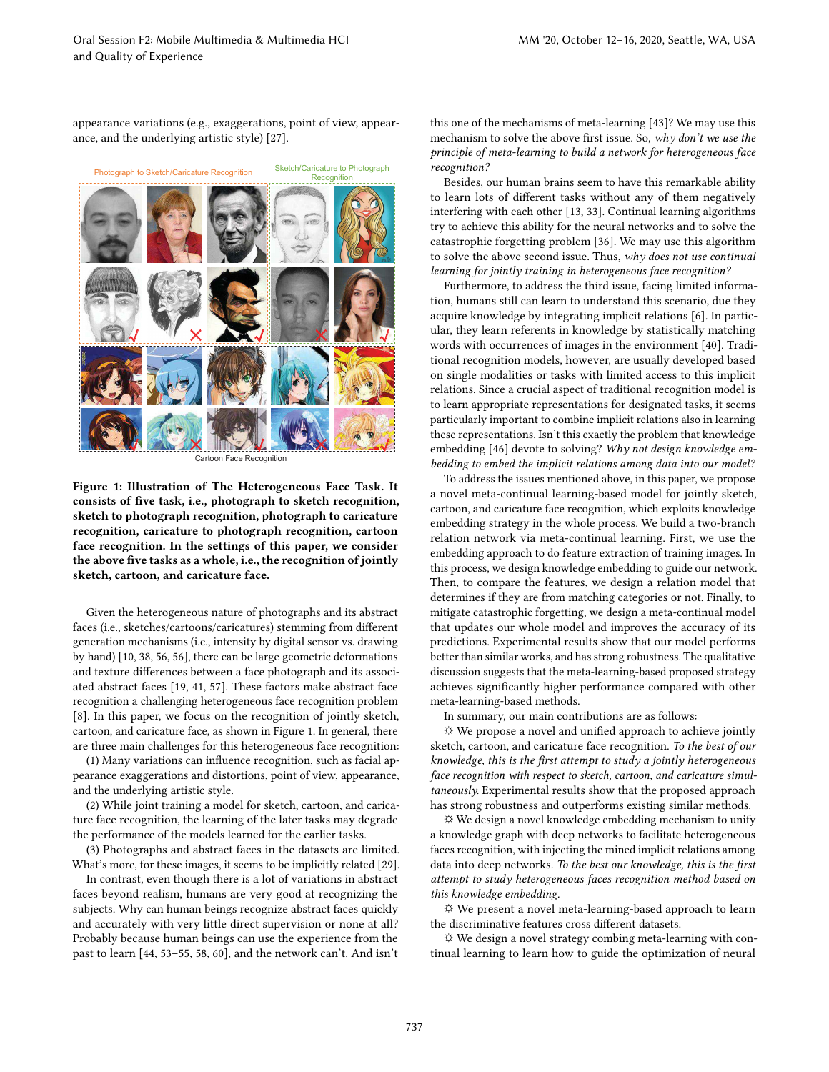appearance variations (e.g., exaggerations, point of view, appearance, and the underlying artistic style) [27].

**Figure 1: Illustration of The Heterogeneous Face Task. It consists of five task, i.e., photograph to sketch recognition, sketch to photograph recognition, photograph to caricature recognition, caricature to photograph recognition, cartoon face recognition. In the settings of this paper, we consider the above five tasks as a whole, i.e., the recognition of jointly sketch, cartoon, and caricature face.**

Given the heterogeneous nature of photographs and its abstract faces (i.e., sketches/cartoons/caricatures) stemming from different generation mechanisms (i.e., intensity by digital sensor vs. drawing by hand) [10, 38, 56, 56], there can be large geometric deformations and texture differences between a face photograph and its associated abstract faces [19, 41, 57]. These factors make abstract face recognition a challenging heterogeneous face recognition problem [8]. In this paper, we focus on the recognition of jointly sketch, cartoon, and caricature face, as shown in Figure 1. In general, there are three main challenges for this heterogeneous face recognition:

(1) Many variations can influence recognition, such as facial appearance exaggerations and distortions, point of view, appearance, and the underlying artistic style.

(2) While joint training a model for sketch, cartoon, and caricature face recognition, the learning of the later tasks may degrade the performance of the models learned for the earlier tasks.

(3) Photographs and abstract faces in the datasets are limited. What's more, for these images, it seems to be implicitly related [29].

In contrast, even though there is a lot of variations in abstract faces beyond realism, humans are very good at recognizing the subjects. Why can human beings recognize abstract faces quickly and accurately with very little direct supervision or none at all? Probably because human beings can use the experience from the past to learn [44, 53–55, 58, 60], and the network can't. And isn't this one of the mechanisms of meta-learning [43]? We may use this mechanism to solve the above first issue. So, *why don't we use the principle of meta-learning to build a network for heterogeneous face recognition?*

Besides, our human brains seem to have this remarkable ability to learn lots of different tasks without any of them negatively interfering with each other [13, 33]. Continual learning algorithms try to achieve this ability for the neural networks and to solve the catastrophic forgetting problem [36]. We may use this algorithm to solve the above second issue. Thus, *why does not use continual learning for jointly training in heterogeneous face recognition?*

Furthermore, to address the third issue, facing limited information, humans still can learn to understand this scenario, due they acquire knowledge by integrating implicit relations [6]. In particular, they learn referents in knowledge by statistically matching words with occurrences of images in the environment [40]. Traditional recognition models, however, are usually developed based on single modalities or tasks with limited access to this implicit relations. Since a crucial aspect of traditional recognition model is to learn appropriate representations for designated tasks, it seems particularly important to combine implicit relations also in learning these representations. Isn't this exactly the problem that knowledge embedding [46] devote to solving? *Why not design knowledge embedding to embed the implicit relations among data into our model?*

To address the issues mentioned above, in this paper, we propose a novel meta-continual learning-based model for jointly sketch, cartoon, and caricature face recognition, which exploits knowledge embedding strategy in the whole process. We build a two-branch relation network via meta-continual learning. First, we use the embedding approach to do feature extraction of training images. In this process, we design knowledge embedding to guide our network. Then, to compare the features, we design a relation model that determines if they are from matching categories or not. Finally, to mitigate catastrophic forgetting, we design a meta-continual model that updates our whole model and improves the accuracy of its predictions. Experimental results show that our model performs better than similar works, and has strong robustness. The qualitative discussion suggests that the meta-learning-based proposed strategy achieves significantly higher performance compared with other meta-learning-based methods.

In summary, our main contributions are as follows:

☼ We propose a novel and unified approach to achieve jointly sketch, cartoon, and caricature face recognition. *To the best of our knowledge, this is the first attempt to study a jointly heterogeneous face recognition with respect to sketch, cartoon, and caricature simultaneously.* Experimental results show that the proposed approach has strong robustness and outperforms existing similar methods.

☼ We design a novel knowledge embedding mechanism to unify a knowledge graph with deep networks to facilitate heterogeneous faces recognition, with injecting the mined implicit relations among data into deep networks. *To the best our knowledge, this is the first attempt to study heterogeneous faces recognition method based on this knowledge embedding.*

☼ We present a novel meta-learning-based approach to learn the discriminative features cross different datasets.

☼ We design a novel strategy combing meta-learning with continual learning to learn how to guide the optimization of neural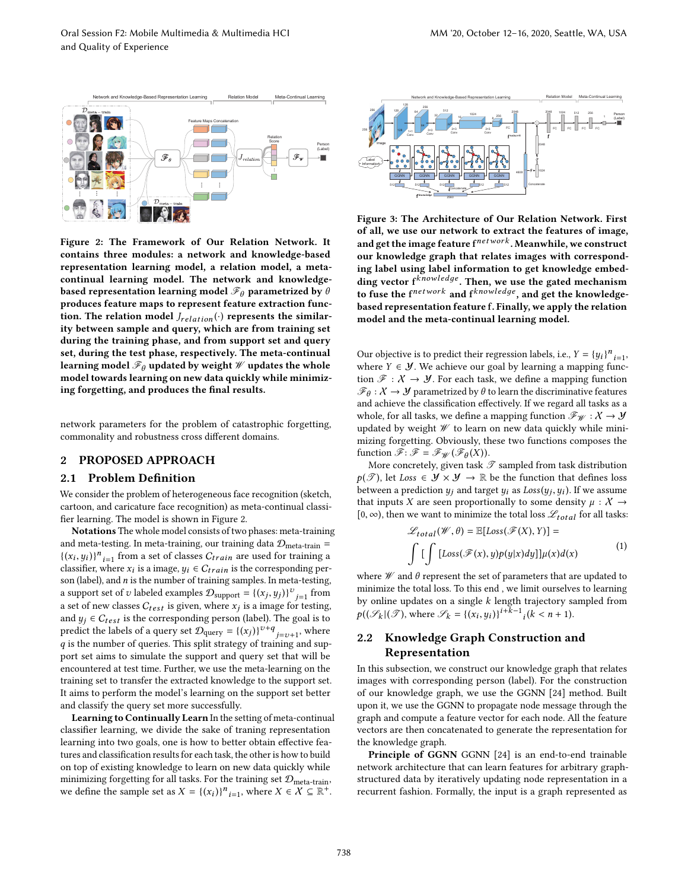Figure 2: The Framework of Our Relation Network. It contains three modules: a network and knowledge-based representation learning model, a relation model, a meta-continual learning model. The network and knowledge-based representation learning model $\mathscr{F}_\theta$ parametrized by $\theta$ produces feature maps to represent feature extraction function. The relation model $J_{relation}(\cdot)$ represents the similarity between sample and query, which are from training set during the training phase, and from support set and query set, during the test phase, respectively. The meta-continual learning model $\mathscr{F}_\theta$ updated by weight $\mathscr{W}$ updates the whole model towards learning on new data quickly while minimizing forgetting, and produces the final results.

network parameters for the problem of catastrophic forgetting, commonality and robustness cross different domains.

## 2 PROPOSED APPROACH

### 2.1 Problem Definition

We consider the problem of heterogeneous face recognition (sketch, cartoon, and caricature face recognition) as meta-continual classifier learning. The model is shown in Figure 2.

**Notations** The whole model consists of two phases: meta-training and meta-testing. In meta-training, our training data $\mathcal{D}_{\text{meta-train}} = \{(x_i, y_i)\}^n{}_{i=1}$ from a set of classes $C_{train}$ are used for training a classifier, where $x_i$ is a image, $y_i \in C_{train}$ is the corresponding person (label), and $n$ is the number of training samples. In meta-testing, a support set of $v$ labeled examples $\mathcal{D}_{\text{support}} = \{(x_j, y_j)\}^v{}_{j=1}$ from a set of new classes $C_{test}$ is given, where $x_j$ is a image for testing, and $y_j \in C_{test}$ is the corresponding person (label). The goal is to predict the labels of a query set $\mathcal{D}_{\text{query}} = \{(x_j)\}^{v+q}{}_{j=v+1}$, where $q$ is the number of queries. This split strategy of training and support set aims to simulate the support and query set that will be encountered at test time. Further, we use the meta-learning on the training set to transfer the extracted knowledge to the support set. It aims to perform the model's learning on the support set better and classify the query set more successfully.

**Learning to Continually Learn** In the setting of meta-continual classifier learning, we divide the sake of traning representation learning into two goals, one is how to better obtain effective features and classification results for each task, the other is how to build on top of existing knowledge to learn on new data quickly while minimizing forgetting for all tasks. For the training set $\mathcal{D}_{\text{meta-train}}$, we define the sample set as $X = \{(x_i)\}^n{}_{i=1}$, where $X \in \mathcal{X} \subseteq \mathbb{R}^+$.

Figure 3: The Architecture of Our Relation Network. First of all, we use our network to extract the features of image, and get the image feature $\text{f}^{network}$. Meanwhile, we construct our knowledge graph that relates images with corresponding label using label information to get knowledge embedding vector $\text{f}^{knowledge}$. Then, we use the gated mechanism to fuse the $\text{f}^{network}$ and $\text{f}^{knowledge}$, and get the knowledge-based representation feature f. Finally, we apply the relation model and the meta-continual learning model.

Our objective is to predict their regression labels, i.e., $Y = \{y_i\}^n{}_{i=1}$, where $Y \in \mathcal{Y}$. We achieve our goal by learning a mapping function $\mathscr{F}: \mathcal{X} \to \mathcal{Y}$. For each task, we define a mapping function $\mathscr{F}_\theta : \mathcal{X} \to \mathcal{Y}$ parametrized by $\theta$ to learn the discriminative features and achieve the classification effectively. If we regard all tasks as a whole, for all tasks, we define a mapping function $\mathscr{F}_\mathscr{W} : \mathcal{X} \to \mathcal{Y}$ updated by weight $\mathscr{W}$ to learn on new data quickly while minimizing forgetting. Obviously, these two functions composes the function $\mathscr{F}$: $\mathscr{F} = \mathscr{F}_\mathscr{W}(\mathscr{F}_\theta(X))$.

More concretely, given task $\mathscr{T}$ sampled from task distribution $p(\mathscr{T})$, let $Loss \in \mathcal{Y} \times \mathcal{Y} \to \mathbb{R}$ be the function that defines loss between a prediction $y_j$ and target $y_i$ as $Loss(y_j, y_i)$. If we assume that inputs $X$ are seen proportionally to some density $\mu : \mathcal{X} \to [0, \infty)$, then we want to minimize the total loss $\mathscr{L}_{total}$ for all tasks:

$$\mathscr{L}_{total}(\mathscr{W}, \theta) = \mathbb{E}[Loss(\mathscr{F}(X), Y)] = \int [\int [Loss(\mathscr{F}(x), y)p(y|x)dy]]\mu(x)d(x) \tag{1}$$

where $\mathscr{W}$ and $\theta$ represent the set of parameters that are updated to minimize the total loss. To this end , we limit ourselves to learning by online updates on a single $k$ length trajectory sampled from $p((\mathscr{S}_k|(\mathscr{T})$, where $\mathscr{S}_k = \{(x_i, y_i)\}^{i+k-1}{}_i (k < n + 1)$.

### 2.2 Knowledge Graph Construction and Representation

In this subsection, we construct our knowledge graph that relates images with corresponding person (label). For the construction of our knowledge graph, we use the GGNN [24] method. Built upon it, we use the GGNN to propagate node message through the graph and compute a feature vector for each node. All the feature vectors are then concatenated to generate the representation for the knowledge graph.

**Principle of GGNN** GGNN [24] is an end-to-end trainable network architecture that can learn features for arbitrary graph-structured data by iteratively updating node representation in a recurrent fashion. Formally, the input is a graph represented as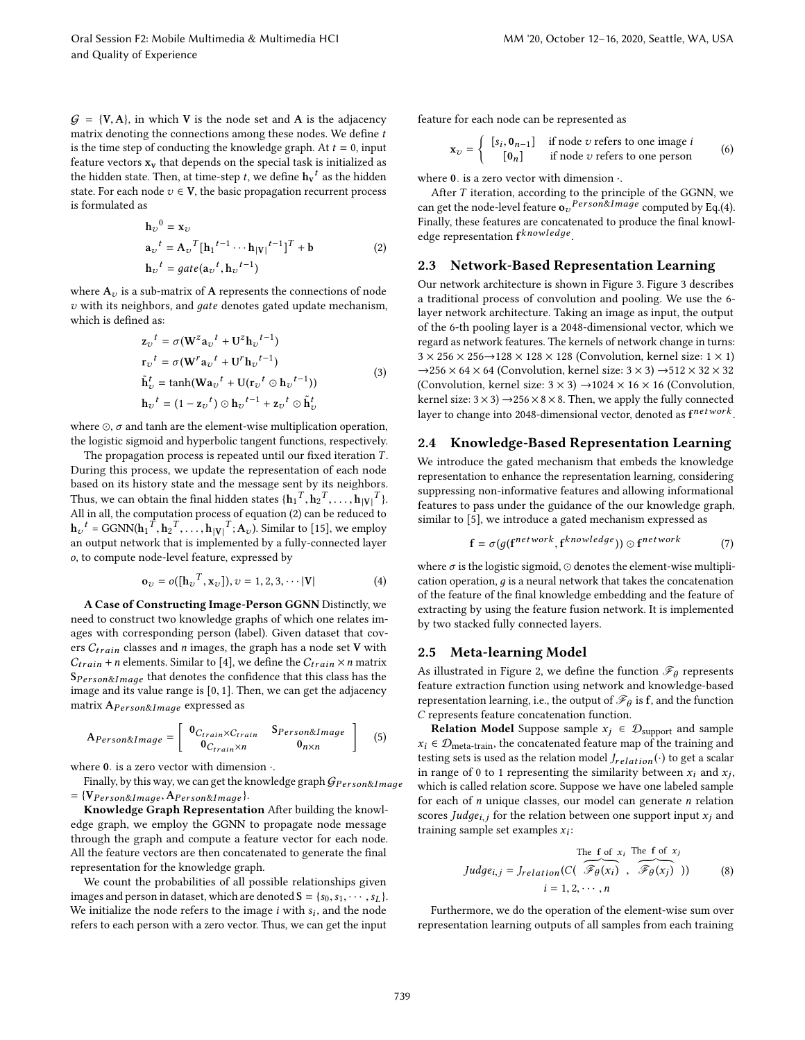$\mathcal{G} = \{\mathbf{V}, \mathbf{A}\}$, in which $\mathbf{V}$ is the node set and $\mathbf{A}$ is the adjacency matrix denoting the connections among these nodes. We define $t$ is the time step of conducting the knowledge graph. At $t = 0$, input feature vectors $\mathbf{x_v}$ that depends on the special task is initialized as the hidden state. Then, at time-step $t$, we define $\mathbf{h_v}^t$ as the hidden state. For each node $v \in \mathbf{V}$, the basic propagation recurrent process is formulated as

$$
\begin{aligned}
\mathbf{h}_v{}^0 &= \mathbf{x}_v \\
\mathbf{a}_v{}^t &= \mathbf{A}_v{}^T[\mathbf{h}_1{}^{t-1} \cdots \mathbf{h}_{|\mathbf{V}|}{}^{t-1}]^T + \mathbf{b} \\
\mathbf{h}_v{}^t &= gate(\mathbf{a}_v{}^t, \mathbf{h}_v{}^{t-1})
\end{aligned}
\tag{2}
$$

where $\mathbf{A}_v$ is a sub-matrix of $\mathbf{A}$ represents the connections of node $v$ with its neighbors, and *gate* denotes gated update mechanism, which is defined as:

$$
\begin{aligned}
\mathbf{z}_v{}^t &= \sigma(\mathbf{W}^z \mathbf{a}_v{}^t + \mathbf{U}^z \mathbf{h}_v{}^{t-1}) \\
\mathbf{r}_v{}^t &= \sigma(\mathbf{W}^r \mathbf{a}_v{}^t + \mathbf{U}^r \mathbf{h}_v{}^{t-1}) \\
\tilde{\mathbf{h}}_v^t &= \tanh(\mathbf{W}\mathbf{a}_v{}^t + \mathbf{U}(\mathbf{r}_v{}^t \odot \mathbf{h}_v{}^{t-1})) \\
\mathbf{h}_v{}^t &= (1 - \mathbf{z}_v{}^t) \odot \mathbf{h}_v{}^{t-1} + \mathbf{z}_v{}^t \odot \tilde{\mathbf{h}}_v^t
\end{aligned}
\tag{3}
$$

where $\odot$, $\sigma$ and tanh are the element-wise multiplication operation, the logistic sigmoid and hyperbolic tangent functions, respectively.

The propagation process is repeated until our fixed iteration $T$. During this process, we update the representation of each node based on its history state and the message sent by its neighbors. Thus, we can obtain the final hidden states $\{\mathbf{h}_1{}^T, \mathbf{h}_2{}^T, \ldots, \mathbf{h}_{|\mathbf{V}|}{}^T\}$. All in all, the computation process of equation (2) can be reduced to $\mathbf{h}_v{}^t = \text{GGNN}(\mathbf{h}_1{}^T, \mathbf{h}_2{}^T, \ldots, \mathbf{h}_{|\mathbf{V}|}{}^T; \mathbf{A}_v)$. Similar to [15], we employ an output network that is implemented by a fully-connected layer $o$, to compute node-level feature, expressed by

$$
\mathbf{o}_v = o([\mathbf{h}_v{}^T, \mathbf{x}_v]), v = 1, 2, 3, \cdots |\mathbf{V}| \tag{4}
$$

**A Case of Constructing Image-Person GGNN** Distinctly, we need to construct two knowledge graphs of which one relates images with corresponding person (label). Given dataset that covers $C_{train}$ classes and $n$ images, the graph has a node set $\mathbf{V}$ with $C_{train} + n$ elements. Similar to [4], we define the $C_{train} \times n$ matrix $\mathbf{S}_{Person\&Image}$ that denotes the confidence that this class has the image and its value range is $[0, 1]$. Then, we can get the adjacency matrix $\mathbf{A}_{Person\&Image}$ expressed as

$$
\mathbf{A}_{Person\&Image} = \begin{bmatrix} \mathbf{0}_{C_{train} \times C_{train}} & \mathbf{S}_{Person\&Image} \\ \mathbf{0}_{C_{train} \times n} & \mathbf{0}_{n \times n} \end{bmatrix} \tag{5}
$$

where $\mathbf{0}_\cdot$ is a zero vector with dimension $\cdot$.

Finally, by this way, we can get the knowledge graph $\mathcal{G}_{Person\&Image} = \{\mathbf{V}_{Person\&Image}, \mathbf{A}_{Person\&Image}\}$.

**Knowledge Graph Representation** After building the knowledge graph, we employ the GGNN to propagate node message through the graph and compute a feature vector for each node. All the feature vectors are then concatenated to generate the final representation for the knowledge graph.

We count the probabilities of all possible relationships given images and person in dataset, which are denoted $\mathbf{S} = \{s_0, s_1, \cdots, s_L\}$. We initialize the node refers to the image $i$ with $s_i$, and the node refers to each person with a zero vector. Thus, we can get the input feature for each node can be represented as

$$
\mathbf{x}_v = \begin{cases} [s_i, \mathbf{0}_{n-1}] & \text{if node } v \text{ refers to one image } i \\ [\mathbf{0}_n] & \text{if node } v \text{ refers to one person} \end{cases} \tag{6}
$$

where $\mathbf{0}_\cdot$ is a zero vector with dimension $\cdot$.

After $T$ iteration, according to the principle of the GGNN, we can get the node-level feature $\mathbf{o}_v{}^{Person\&Image}$ computed by Eq.(4). Finally, these features are concatenated to produce the final knowledge representation $\mathbf{f}^{knowledge}$.

## 2.3 Network-Based Representation Learning

Our network architecture is shown in Figure 3. Figure 3 describes a traditional process of convolution and pooling. We use the 6-layer network architecture. Taking an image as input, the output of the 6-th pooling layer is a 2048-dimensional vector, which we regard as network features. The kernels of network change in turns: $3 \times 256 \times 256 \rightarrow 128 \times 128 \times 128$ (Convolution, kernel size: $1 \times 1$) $\rightarrow 256 \times 64 \times 64$ (Convolution, kernel size: $3 \times 3$) $\rightarrow 512 \times 32 \times 32$ (Convolution, kernel size: $3 \times 3$) $\rightarrow 1024 \times 16 \times 16$ (Convolution, kernel size: $3 \times 3$) $\rightarrow 256 \times 8 \times 8$. Then, we apply the fully connected layer to change into 2048-dimensional vector, denoted as $\mathbf{f}^{network}$.

## 2.4 Knowledge-Based Representation Learning

We introduce the gated mechanism that embeds the knowledge representation to enhance the representation learning, considering suppressing non-informative features and allowing informational features to pass under the guidance of the our knowledge graph, similar to [5], we introduce a gated mechanism expressed as

$$
\mathbf{f} = \sigma(g(\mathbf{f}^{network}, \mathbf{f}^{knowledge})) \odot \mathbf{f}^{network} \tag{7}
$$

where $\sigma$ is the logistic sigmoid, $\odot$ denotes the element-wise multiplication operation, $g$ is a neural network that takes the concatenation of the feature of the final knowledge embedding and the feature of extracting by using the feature fusion network. It is implemented by two stacked fully connected layers.

## 2.5 Meta-learning Model

As illustrated in Figure 2, we define the function $\mathscr{F}_\theta$ represents feature extraction function using network and knowledge-based representation learning, i.e., the output of $\mathscr{F}_\theta$ is $\mathbf{f}$, and the function $C$ represents feature concatenation function.

**Relation Model** Suppose sample $x_j \in \mathcal{D}_{\text{support}}$ and sample $x_i \in \mathcal{D}_{\text{meta-train}}$, the concatenated feature map of the training and testing sets is used as the relation model $J_{relation}(\cdot)$ to get a scalar in range of 0 to 1 representing the similarity between $x_i$ and $x_j$, which is called relation score. Suppose we have one labeled sample for each of $n$ unique classes, our model can generate $n$ relation scores $Judge_{i,j}$ for the relation between one support input $x_j$ and training sample set examples $x_i$:

$$
Judge_{i,j} = J_{relation}(C(\overbrace{\mathscr{F}_\theta(x_i)}^{\text{The } \mathbf{f} \text{ of } x_i}, \overbrace{\mathscr{F}_\theta(x_j)}^{\text{The } \mathbf{f} \text{ of } x_j})) \quad i = 1, 2, \cdots, n \tag{8}
$$

Furthermore, we do the operation of the element-wise sum over representation learning outputs of all samples from each training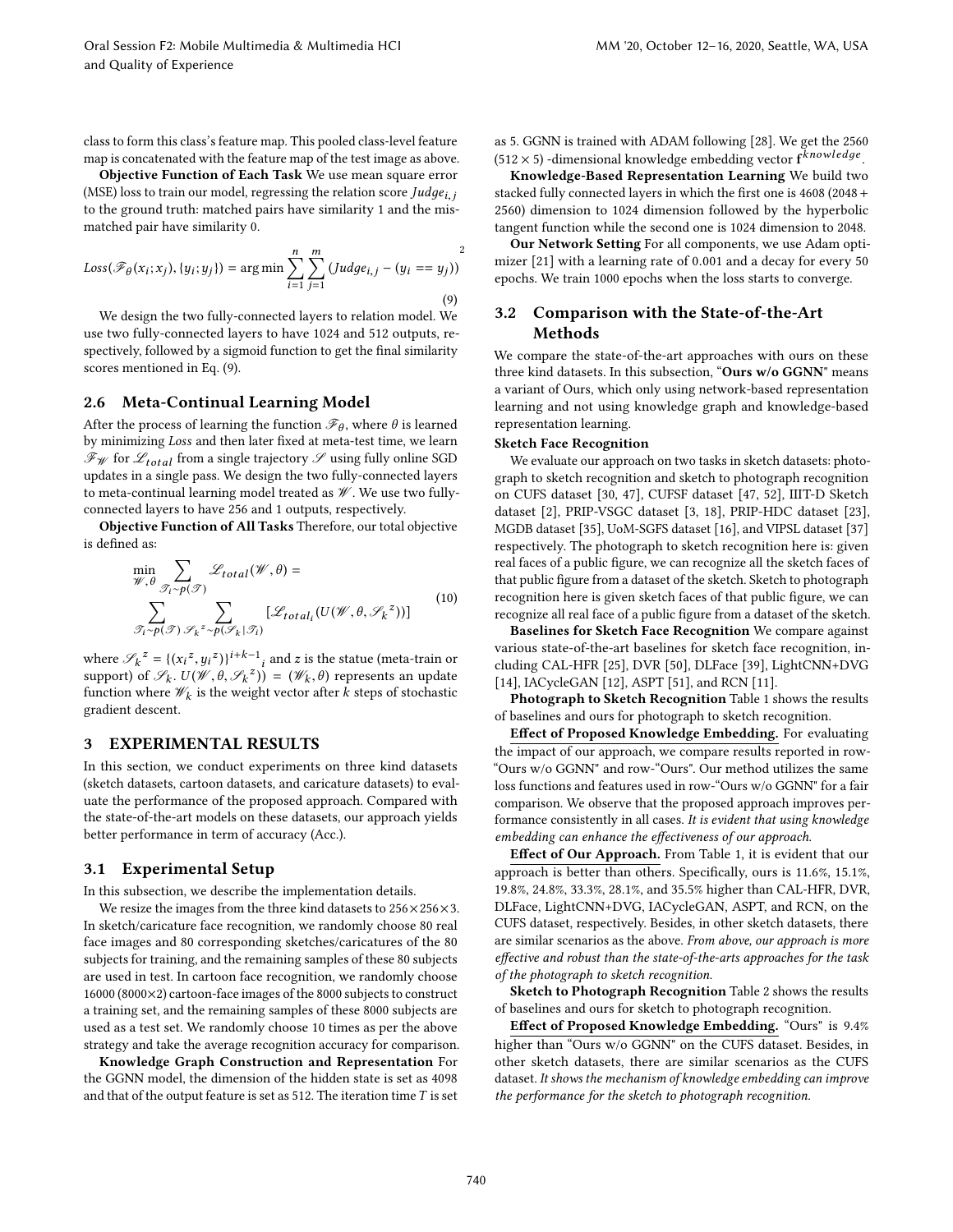class to form this class's feature map. This pooled class-level feature map is concatenated with the feature map of the test image as above.

**Objective Function of Each Task** We use mean square error (MSE) loss to train our model, regressing the relation score $Judge_{i,j}$ to the ground truth: matched pairs have similarity 1 and the mismatched pair have similarity 0.

$$Loss(\mathscr{F}_\theta(x_i; x_j), \{y_i; y_j\}) = \arg\min \sum_{i=1}^{n} \sum_{j=1}^{m} (Judge_{i,j} - (y_i == y_j))^2 \tag{9}$$

We design the two fully-connected layers to relation model. We use two fully-connected layers to have 1024 and 512 outputs, respectively, followed by a sigmoid function to get the final similarity scores mentioned in Eq. (9).

## 2.6 Meta-Continual Learning Model

After the process of learning the function $\mathscr{F}_\theta$, where $\theta$ is learned by minimizing $Loss$ and then later fixed at meta-test time, we learn $\mathscr{F}_\mathscr{W}$ for $\mathscr{L}_{total}$ from a single trajectory $\mathscr{S}$ using fully online SGD updates in a single pass. We design the two fully-connected layers to meta-continual learning model treated as $\mathscr{W}$. We use two fully-connected layers to have 256 and 1 outputs, respectively.

**Objective Function of All Tasks** Therefore, our total objective is defined as:

$$\min_{\mathscr{W},\theta} \sum_{\mathscr{T}_i \sim p(\mathscr{T})} \mathscr{L}_{total}(\mathscr{W}, \theta) = \sum_{\mathscr{T}_i \sim p(\mathscr{T})} \sum_{\mathscr{S}_k{}^z \sim p(\mathscr{S}_k|\mathscr{T}_i)} [\mathscr{L}_{total_i}(U(\mathscr{W}, \theta, \mathscr{S}_k{}^z))] \tag{10}$$

where $\mathscr{S}_k{}^z = \{(x_i{}^z, y_i{}^z)\}^{i+k-1}{}_i$ and $z$ is the statue (meta-train or support) of $\mathscr{S}_k$. $U(\mathscr{W}, \theta, \mathscr{S}_k{}^z)) = (\mathscr{W}_k, \theta)$ represents an update function where $\mathscr{W}_k$ is the weight vector after $k$ steps of stochastic gradient descent.

# 3 EXPERIMENTAL RESULTS

In this section, we conduct experiments on three kind datasets (sketch datasets, cartoon datasets, and caricature datasets) to evaluate the performance of the proposed approach. Compared with the state-of-the-art models on these datasets, our approach yields better performance in term of accuracy (Acc.).

## 3.1 Experimental Setup

In this subsection, we describe the implementation details.

We resize the images from the three kind datasets to $256 \times 256 \times 3$. In sketch/caricature face recognition, we randomly choose 80 real face images and 80 corresponding sketches/caricatures of the 80 subjects for training, and the remaining samples of these 80 subjects are used in test. In cartoon face recognition, we randomly choose 16000 ($8000 \times 2$) cartoon-face images of the 8000 subjects to construct a training set, and the remaining samples of these 8000 subjects are used as a test set. We randomly choose 10 times as per the above strategy and take the average recognition accuracy for comparison.

**Knowledge Graph Construction and Representation** For the GGNN model, the dimension of the hidden state is set as 4098 and that of the output feature is set as 512. The iteration time $T$ is set as 5. GGNN is trained with ADAM following [28]. We get the 2560 ($512 \times 5$) -dimensional knowledge embedding vector $\mathbf{f}^{knowledge}$.

**Knowledge-Based Representation Learning** We build two stacked fully connected layers in which the first one is 4608 (2048 + 2560) dimension to 1024 dimension followed by the hyperbolic tangent function while the second one is 1024 dimension to 2048.

**Our Network Setting** For all components, we use Adam optimizer [21] with a learning rate of 0.001 and a decay for every 50 epochs. We train 1000 epochs when the loss starts to converge.

## 3.2 Comparison with the State-of-the-Art Methods

We compare the state-of-the-art approaches with ours on these three kind datasets. In this subsection, "**Ours w/o GGNN**" means a variant of Ours, which only using network-based representation learning and not using knowledge graph and knowledge-based representation learning.

**Sketch Face Recognition**

We evaluate our approach on two tasks in sketch datasets: photograph to sketch recognition and sketch to photograph recognition on CUFS dataset [30, 47], CUFSF dataset [47, 52], IIIT-D Sketch dataset [2], PRIP-VSGC dataset [3, 18], PRIP-HDC dataset [23], MGDB dataset [35], UoM-SGFS dataset [16], and VIPSL dataset [37] respectively. The photograph to sketch recognition here is: given real faces of a public figure, we can recognize all the sketch faces of that public figure from a dataset of the sketch. Sketch to photograph recognition here is given sketch faces of that public figure, we can recognize all real face of a public figure from a dataset of the sketch.

**Baselines for Sketch Face Recognition** We compare against various state-of-the-art baselines for sketch face recognition, including CAL-HFR [25], DVR [50], DLFace [39], LightCNN+DVG [14], IACycleGAN [12], ASPT [51], and RCN [11].

**Photograph to Sketch Recognition** Table 1 shows the results of baselines and ours for photograph to sketch recognition.

**Effect of Proposed Knowledge Embedding.** For evaluating the impact of our approach, we compare results reported in row-"Ours w/o GGNN" and row-"Ours". Our method utilizes the same loss functions and features used in row-"Ours w/o GGNN" for a fair comparison. We observe that the proposed approach improves performance consistently in all cases. *It is evident that using knowledge embedding can enhance the effectiveness of our approach.*

**Effect of Our Approach.** From Table 1, it is evident that our approach is better than others. Specifically, ours is 11.6%, 15.1%, 19.8%, 24.8%, 33.3%, 28.1%, and 35.5% higher than CAL-HFR, DVR, DLFace, LightCNN+DVG, IACycleGAN, ASPT, and RCN, on the CUFS dataset, respectively. Besides, in other sketch datasets, there are similar scenarios as the above. *From above, our approach is more effective and robust than the state-of-the-arts approaches for the task of the photograph to sketch recognition.*

**Sketch to Photograph Recognition** Table 2 shows the results of baselines and ours for sketch to photograph recognition.

**Effect of Proposed Knowledge Embedding.** "Ours" is 9.4% higher than "Ours w/o GGNN" on the CUFS dataset. Besides, in other sketch datasets, there are similar scenarios as the CUFS dataset. *It shows the mechanism of knowledge embedding can improve the performance for the sketch to photograph recognition.*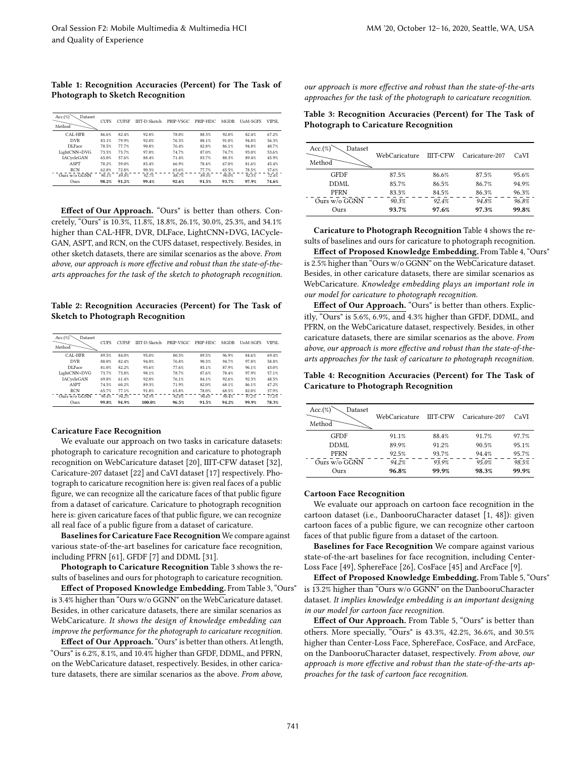**Table 1: Recognition Accuracies (Percent) for The Task of Photograph to Sketch Recognition**

| Acc.(%) Method \ Dataset | CUFS | CUFSF | IIIT-D Sketch | PRIP-VSGC | PRIP-HDC | MGDB | UoM-SGFS | VIPSL |
|---|---|---|---|---|---|---|---|---|
| CAL-HFR | 86.6% | 82.4% | 92.8% | 78.0% | 88.3% | 92.0% | 82.4% | 67.2% |
| DVR | 83.1% | 79.9% | 92.0% | 76.3% | 88.1% | 91.0% | 94.8% | 56.3% |
| DLFace | 78.5% | 77.7% | 90.8% | 76.4% | 82.8% | 86.1% | 94.8% | 40.7% |
| LightCNN+DVG | 73.5% | 73.7% | 97.0% | 74.7% | 87.0% | 74.7% | 93.0% | 53.6% |
| IACycleGAN | 65.0% | 57.6% | 88.4% | 71.4% | 83.7% | 88.3% | 89.4% | 45.9% |
| ASPT | 70.2% | 59.0% | 85.4% | 66.9% | 78.4% | 67.0% | 81.6% | 45.4% |
| RCN | 62.8% | 72.8% | 90.3% | 65.6% | 77.7% | 65.5% | 78.5% | 37.6% |
| *Ours w/o GGNN* | *90.1%* | *89.8%* | *92.7%* | *88.7%* | *89.5%* | *90.0%* | *92.5%* | *72.4%* |
| Ours | **98.2%** | **91.2%** | **99.4%** | **92.6%** | **91.5%** | **93.7%** | **97.9%** | **74.6%** |

**Effect of Our Approach.** "Ours" is better than others. Concretely, "Ours" is 10.3%, 11.8%, 18.8%, 26.1%, 30.0%, 25.3%, and 34.1% higher than CAL-HFR, DVR, DLFace, LightCNN+DVG, IACycleGAN, ASPT, and RCN, on the CUFS dataset, respectively. Besides, in other sketch datasets, there are similar scenarios as the above. *From above, our approach is more effective and robust than the state-of-the-arts approaches for the task of the sketch to photograph recognition.*

**Table 2: Recognition Accuracies (Percent) for The Task of Sketch to Photograph Recognition**

| Acc.(%) Method \ Dataset | CUFS | CUFSF | IIIT-D Sketch | PRIP-VSGC | PRIP-HDC | MGDB | UoM-SGFS | VIPSL |
|---|---|---|---|---|---|---|---|---|
| CAL-HFR | 89.5% | 84.0% | 95.0% | 80.3% | 89.5% | 96.9% | 84.6% | 69.4% |
| DVR | 88.0% | 82.4% | 94.0% | 76.8% | 90.3% | 94.7% | 97.8% | 58.8% |
| DLFace | 81.0% | 82.2% | 93.6% | 77.6% | 85.1% | 87.9% | 96.1% | 43.0% |
| LightCNN+DVG | 73.7% | 73.8% | 98.1% | 78.7% | 87.6% | 78.4% | 97.9% | 57.1% |
| IACycleGAN | 69.8% | 61.4% | 92.0% | 76.1% | 84.1% | 92.6% | 92.3% | 48.5% |
| ASPT | 74.5% | 60.2% | 89.3% | 71.9% | 82.0% | 68.1% | 86.1% | 47.2% |
| RCN | 65.7% | 77.1% | 91.8% | 65.8% | 78.0% | 68.5% | 82.0% | 37.9% |
| *Ours w/o GGNN* | *90.4%* | *91.2%* | *92.9%* | *92.8%* | *90.6%* | *90.4%* | *97.2%* | *77.2%* |
| Ours | **99.8%** | **94.9%** | **100.0%** | **96.5%** | **91.5%** | **94.2%** | **99.9%** | **78.3%** |

#### Caricature Face Recognition

We evaluate our approach on two tasks in caricature datasets: photograph to caricature recognition and caricature to photograph recognition on WebCaricature dataset [20], IIIT-CFW dataset [32], Caricature-207 dataset [22] and CaVI dataset [17] respectively. Photograph to caricature recognition here is: given real faces of a public figure, we can recognize all the caricature faces of that public figure from a dataset of caricature. Caricature to photograph recognition here is: given caricature faces of that public figure, we can recognize all real face of a public figure from a dataset of caricature.

**Baselines for Caricature Face Recognition** We compare against various state-of-the-art baselines for caricature face recognition, including PFRN [61], GFDF [7] and DDML [31].

**Photograph to Caricature Recognition** Table 3 shows the results of baselines and ours for photograph to caricature recognition.

**Effect of Proposed Knowledge Embedding.** From Table 3, "Ours" is 3.4% higher than "Ours w/o GGNN" on the WebCaricature dataset. Besides, in other caricature datasets, there are similar scenarios as WebCaricature. *It shows the design of knowledge embedding can improve the performance for the photograph to caricature recognition.*

**Effect of Our Approach.** "Ours" is better than others. At length, "Ours" is 6.2%, 8.1%, and 10.4% higher than GFDF, DDML, and PFRN, on the WebCaricature dataset, respectively. Besides, in other caricature datasets, there are similar scenarios as the above. *From above, our approach is more effective and robust than the state-of-the-arts approaches for the task of the photograph to caricature recognition.*

**Table 3: Recognition Accuracies (Percent) for The Task of Photograph to Caricature Recognition**

| Acc.(%) Method \ Dataset | WebCaricature | IIIT-CFW | Caricature-207 | CaVI |
|---|---|---|---|---|
| GFDF | 87.5% | 86.6% | 87.5% | 95.6% |
| DDML | 85.7% | 86.5% | 86.7% | 94.9% |
| PFRN | 83.3% | 84.5% | 86.3% | 96.3% |
| *Ours w/o GGNN* | *90.3%* | *92.4%* | *94.8%* | *96.8%* |
| Ours | **93.7%** | **97.6%** | **97.3%** | **99.8%** |

**Caricature to Photograph Recognition** Table 4 shows the results of baselines and ours for caricature to photograph recognition.

**Effect of Proposed Knowledge Embedding.** From Table 4, "Ours" is 2.5% higher than "Ours w/o GGNN" on the WebCaricature dataset. Besides, in other caricature datasets, there are similar scenarios as WebCaricature. *Knowledge embedding plays an important role in our model for caricature to photograph recognition.*

**Effect of Our Approach.** "Ours" is better than others. Explicitly, "Ours" is 5.6%, 6.9%, and 4.3% higher than GFDF, DDML, and PFRN, on the WebCaricature dataset, respectively. Besides, in other caricature datasets, there are similar scenarios as the above. *From above, our approach is more effective and robust than the state-of-the-arts approaches for the task of caricature to photograph recognition.*

**Table 4: Recognition Accuracies (Percent) for The Task of Caricature to Photograph Recognition**

| Acc.(%) Method \ Dataset | WebCaricature | IIIT-CFW | Caricature-207 | CaVI |
|---|---|---|---|---|
| GFDF | 91.1% | 88.4% | 91.7% | 97.7% |
| DDML | 89.9% | 91.2% | 90.5% | 95.1% |
| PFRN | 92.5% | 93.7% | 94.4% | 95.7% |
| *Ours w/o GGNN* | *94.2%* | *93.9%* | *95.0%* | *98.5%* |
| Ours | **96.8%** | **99.9%** | **98.3%** | **99.9%** |

#### Cartoon Face Recognition

We evaluate our approach on cartoon face recognition in the cartoon dataset (i.e., DanbooruCharacter dataset [1, 48]): given cartoon faces of a public figure, we can recognize other cartoon faces of that public figure from a dataset of the cartoon.

**Baselines for Face Recognition** We compare against various state-of-the-art baselines for face recognition, including Center-Loss Face [49], SphereFace [26], CosFace [45] and ArcFace [9].

**Effect of Proposed Knowledge Embedding.** From Table 5, "Ours" is 13.2% higher than "Ours w/o GGNN" on the DanbooruCharacter dataset. *It implies knowledge embedding is an important designing in our model for cartoon face recognition.*

**Effect of Our Approach.** From Table 5, "Ours" is better than others. More specially, "Ours" is 43.3%, 42.2%, 36.6%, and 30.5% higher than Center-Loss Face, SphereFace, CosFace, and ArcFace, on the DanbooruCharacter dataset, respectively. *From above, our approach is more effective and robust than the state-of-the-arts approaches for the task of cartoon face recognition.*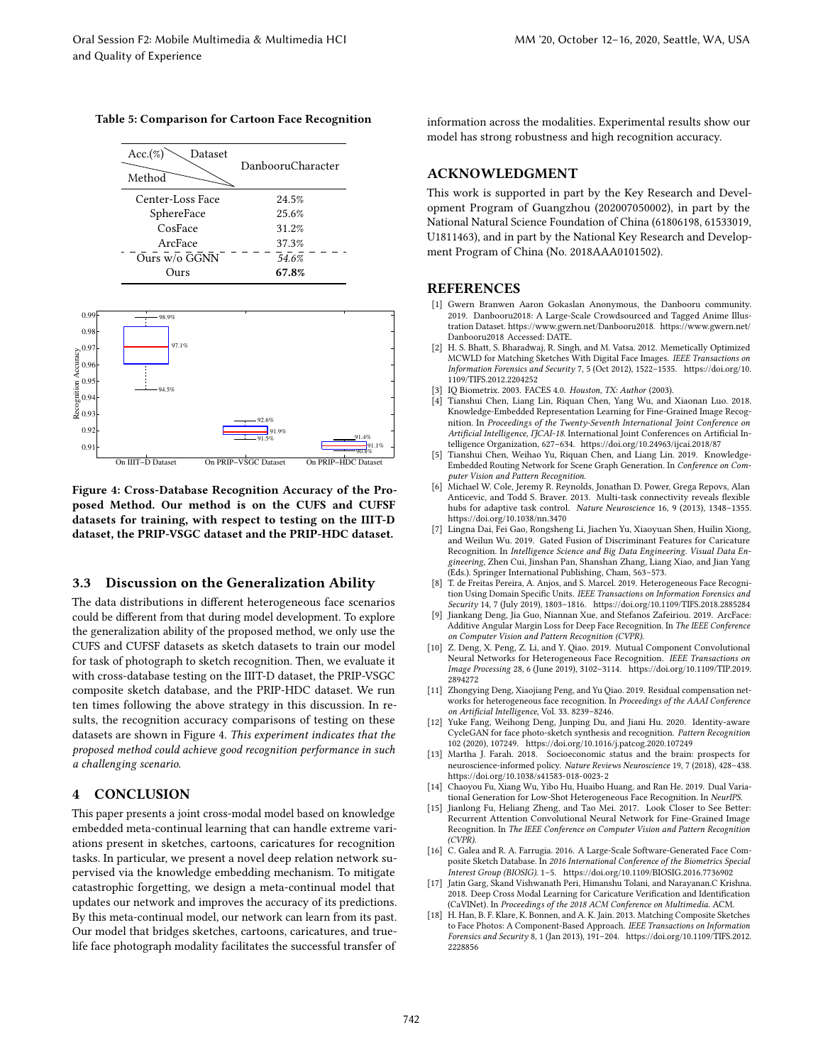**Table 5: Comparison for Cartoon Face Recognition**

| Acc.(%) Dataset / Method | DanbooruCharacter |
|---|---|
| Center-Loss Face | 24.5% |
| SphereFace | 25.6% |
| CosFace | 31.2% |
| ArcFace | 37.3% |
| Ours w/o GGNN | *54.6%* |
| Ours | **67.8%** |

**Figure 4: Cross-Database Recognition Accuracy of the Proposed Method. Our method is on the CUFS and CUFSF datasets for training, with respect to testing on the IIIT-D dataset, the PRIP-VSGC dataset and the PRIP-HDC dataset.**

### 3.3 Discussion on the Generalization Ability

The data distributions in different heterogeneous face scenarios could be different from that during model development. To explore the generalization ability of the proposed method, we only use the CUFS and CUFSF datasets as sketch datasets to train our model for task of photograph to sketch recognition. Then, we evaluate it with cross-database testing on the IIIT-D dataset, the PRIP-VSGC composite sketch database, and the PRIP-HDC dataset. We run ten times following the above strategy in this discussion. In results, the recognition accuracy comparisons of testing on these datasets are shown in Figure 4. *This experiment indicates that the proposed method could achieve good recognition performance in such a challenging scenario.*

## 4 CONCLUSION

This paper presents a joint cross-modal model based on knowledge embedded meta-continual learning that can handle extreme variations present in sketches, cartoons, caricatures for recognition tasks. In particular, we present a novel deep relation network supervised via the knowledge embedding mechanism. To mitigate catastrophic forgetting, we design a meta-continual model that updates our network and improves the accuracy of its predictions. By this meta-continual model, our network can learn from its past. Our model that bridges sketches, cartoons, caricatures, and true-life face photograph modality facilitates the successful transfer of information across the modalities. Experimental results show our model has strong robustness and high recognition accuracy.

## ACKNOWLEDGMENT

This work is supported in part by the Key Research and Development Program of Guangzhou (202007050002), in part by the National Natural Science Foundation of China (61806198, 61533019, U1811463), and in part by the National Key Research and Development Program of China (No. 2018AAA0101502).

## REFERENCES

[1] Gwern Branwen Aaron Gokaslan Anonymous, the Danbooru community. 2019. Danbooru2018: A Large-Scale Crowdsourced and Tagged Anime Illustration Dataset. https://www.gwern.net/Danbooru2018. https://www.gwern.net/Danbooru2018 Accessed: DATE.

[2] H. S. Bhatt, S. Bharadwaj, R. Singh, and M. Vatsa. 2012. Memetically Optimized MCWLD for Matching Sketches With Digital Face Images. *IEEE Transactions on Information Forensics and Security* 7, 5 (Oct 2012), 1522–1535. https://doi.org/10.1109/TIFS.2012.2204252

[3] IQ Biometrix. 2003. FACES 4.0. *Houston, TX: Author* (2003).

[4] Tianshui Chen, Liang Lin, Riquan Chen, Yang Wu, and Xiaonan Luo. 2018. Knowledge-Embedded Representation Learning for Fine-Grained Image Recognition. In *Proceedings of the Twenty-Seventh International Joint Conference on Artificial Intelligence, IJCAI-18*. International Joint Conferences on Artificial Intelligence Organization, 627–634. https://doi.org/10.24963/ijcai.2018/87

[5] Tianshui Chen, Weihao Yu, Riquan Chen, and Liang Lin. 2019. Knowledge-Embedded Routing Network for Scene Graph Generation. In *Conference on Computer Vision and Pattern Recognition*.

[6] Michael W. Cole, Jeremy R. Reynolds, Jonathan D. Power, Grega Repovs, Alan Anticevic, and Todd S. Braver. 2013. Multi-task connectivity reveals flexible hubs for adaptive task control. *Nature Neuroscience* 16, 9 (2013), 1348–1355. https://doi.org/10.1038/nn.3470

[7] Lingna Dai, Fei Gao, Rongsheng Li, Jiachen Yu, Xiaoyuan Shen, Huilin Xiong, and Weilun Wu. 2019. Gated Fusion of Discriminant Features for Caricature Recognition. In *Intelligence Science and Big Data Engineering. Visual Data Engineering*, Zhen Cui, Jinshan Pan, Shanshan Zhang, Liang Xiao, and Jian Yang (Eds.). Springer International Publishing, Cham, 563–573.

[8] T. de Freitas Pereira, A. Anjos, and S. Marcel. 2019. Heterogeneous Face Recognition Using Domain Specific Units. *IEEE Transactions on Information Forensics and Security* 14, 7 (July 2019), 1803–1816. https://doi.org/10.1109/TIFS.2018.2885284

[9] Jiankang Deng, Jia Guo, Niannan Xue, and Stefanos Zafeiriou. 2019. ArcFace: Additive Angular Margin Loss for Deep Face Recognition. In *The IEEE Conference on Computer Vision and Pattern Recognition (CVPR)*.

[10] Z. Deng, X. Peng, Z. Li, and Y. Qiao. 2019. Mutual Component Convolutional Neural Networks for Heterogeneous Face Recognition. *IEEE Transactions on Image Processing* 28, 6 (June 2019), 3102–3114. https://doi.org/10.1109/TIP.2019.2894272

[11] Zhongying Deng, Xiaojiang Peng, and Yu Qiao. 2019. Residual compensation networks for heterogeneous face recognition. In *Proceedings of the AAAI Conference on Artificial Intelligence*, Vol. 33. 8239–8246.

[12] Yuke Fang, Weihong Deng, Junping Du, and Jiani Hu. 2020. Identity-aware CycleGAN for face photo-sketch synthesis and recognition. *Pattern Recognition* 102 (2020), 107249. https://doi.org/10.1016/j.patcog.2020.107249

[13] Martha J. Farah. 2018. Socioeconomic status and the brain: prospects for neuroscience-informed policy. *Nature Reviews Neuroscience* 19, 7 (2018), 428–438. https://doi.org/10.1038/s41583-018-0023-2

[14] Chaoyou Fu, Xiang Wu, Yibo Hu, Huaibo Huang, and Ran He. 2019. Dual Variational Generation for Low-Shot Heterogeneous Face Recognition. In *NeurIPS*.

[15] Jianlong Fu, Heliang Zheng, and Tao Mei. 2017. Look Closer to See Better: Recurrent Attention Convolutional Neural Network for Fine-Grained Image Recognition. In *The IEEE Conference on Computer Vision and Pattern Recognition (CVPR)*.

[16] C. Galea and R. A. Farrugia. 2016. A Large-Scale Software-Generated Face Composite Sketch Database. In *2016 International Conference of the Biometrics Special Interest Group (BIOSIG)*. 1–5. https://doi.org/10.1109/BIOSIG.2016.7736902

[17] Jatin Garg, Skand Vishwanath Peri, Himanshu Tolani, and Narayanan.C Krishna. 2018. Deep Cross Modal Learning for Caricature Verification and Identification (CaVINet). In *Proceedings of the 2018 ACM Conference on Multimedia*. ACM.

[18] H. Han, B. F. Klare, K. Bonnen, and A. K. Jain. 2013. Matching Composite Sketches to Face Photos: A Component-Based Approach. *IEEE Transactions on Information Forensics and Security* 8, 1 (Jan 2013), 191–204. https://doi.org/10.1109/TIFS.2012.2228856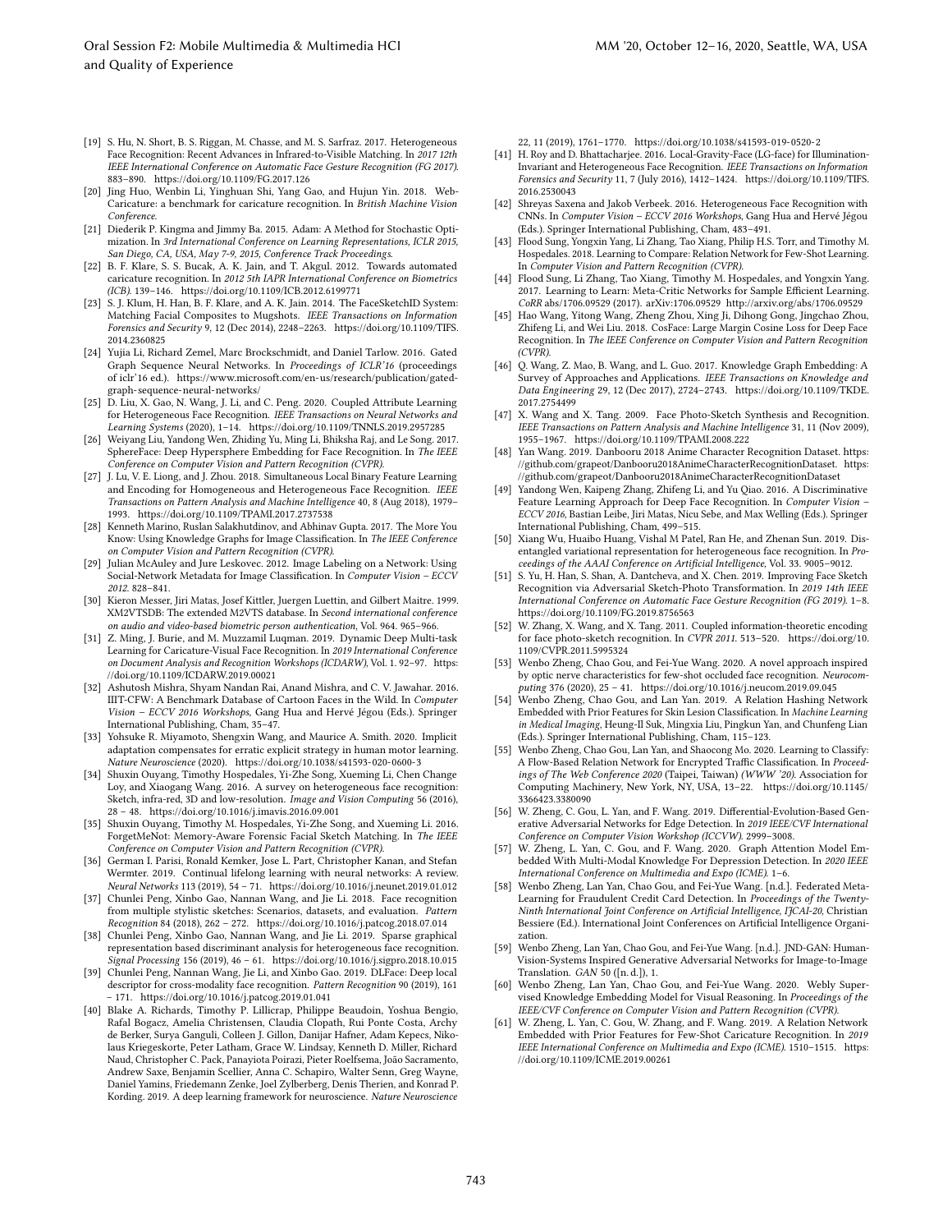[19] S. Hu, N. Short, B. S. Riggan, M. Chasse, and M. S. Sarfraz. 2017. Heterogeneous Face Recognition: Recent Advances in Infrared-to-Visible Matching. In *2017 12th IEEE International Conference on Automatic Face Gesture Recognition (FG 2017)*. 883–890. https://doi.org/10.1109/FG.2017.126

[20] Jing Huo, Wenbin Li, Yinghuan Shi, Yang Gao, and Hujun Yin. 2018. Web-Caricature: a benchmark for caricature recognition. In *British Machine Vision Conference*.

[21] Diederik P. Kingma and Jimmy Ba. 2015. Adam: A Method for Stochastic Optimization. In *3rd International Conference on Learning Representations, ICLR 2015, San Diego, CA, USA, May 7-9, 2015, Conference Track Proceedings*.

[22] B. F. Klare, S. S. Bucak, A. K. Jain, and T. Akgul. 2012. Towards automated caricature recognition. In *2012 5th IAPR International Conference on Biometrics (ICB)*. 139–146. https://doi.org/10.1109/ICB.2012.6199771

[23] S. J. Klum, H. Han, B. F. Klare, and A. K. Jain. 2014. The FaceSketchID System: Matching Facial Composites to Mugshots. *IEEE Transactions on Information Forensics and Security* 9, 12 (Dec 2014), 2248–2263. https://doi.org/10.1109/TIFS.2014.2360825

[24] Yujia Li, Richard Zemel, Marc Brockschmidt, and Daniel Tarlow. 2016. Gated Graph Sequence Neural Networks. In *Proceedings of ICLR'16* (proceedings of iclr'16 ed.). https://www.microsoft.com/en-us/research/publication/gated-graph-sequence-neural-networks/

[25] D. Liu, X. Gao, N. Wang, J. Li, and C. Peng. 2020. Coupled Attribute Learning for Heterogeneous Face Recognition. *IEEE Transactions on Neural Networks and Learning Systems* (2020), 1–14. https://doi.org/10.1109/TNNLS.2019.2957285

[26] Weiyang Liu, Yandong Wen, Zhiding Yu, Ming Li, Bhiksha Raj, and Le Song. 2017. SphereFace: Deep Hypersphere Embedding for Face Recognition. In *The IEEE Conference on Computer Vision and Pattern Recognition (CVPR)*.

[27] J. Lu, V. E. Liong, and J. Zhou. 2018. Simultaneous Local Binary Feature Learning and Encoding for Homogeneous and Heterogeneous Face Recognition. *IEEE Transactions on Pattern Analysis and Machine Intelligence* 40, 8 (Aug 2018), 1979–1993. https://doi.org/10.1109/TPAMI.2017.2737538

[28] Kenneth Marino, Ruslan Salakhutdinov, and Abhinav Gupta. 2017. The More You Know: Using Knowledge Graphs for Image Classification. In *The IEEE Conference on Computer Vision and Pattern Recognition (CVPR)*.

[29] Julian McAuley and Jure Leskovec. 2012. Image Labeling on a Network: Using Social-Network Metadata for Image Classification. In *Computer Vision – ECCV 2012*. 828–841.

[30] Kieron Messer, Jiri Matas, Josef Kittler, Juergen Luettin, and Gilbert Maitre. 1999. XM2VTSDB: The extended M2VTS database. In *Second international conference on audio and video-based biometric person authentication*, Vol. 964. 965–966.

[31] Z. Ming, J. Burie, and M. Muzzamil Luqman. 2019. Dynamic Deep Multi-task Learning for Caricature-Visual Face Recognition. In *2019 International Conference on Document Analysis and Recognition Workshops (ICDARW)*, Vol. 1. 92–97. https://doi.org/10.1109/ICDARW.2019.00021

[32] Ashutosh Mishra, Shyam Nandan Rai, Anand Mishra, and C. V. Jawahar. 2016. IIIT-CFW: A Benchmark Database of Cartoon Faces in the Wild. In *Computer Vision – ECCV 2016 Workshops*, Gang Hua and Hervé Jégou (Eds.). Springer International Publishing, Cham, 35–47.

[33] Yohsuke R. Miyamoto, Shengxin Wang, and Maurice A. Smith. 2020. Implicit adaptation compensates for erratic explicit strategy in human motor learning. *Nature Neuroscience* (2020). https://doi.org/10.1038/s41593-020-0600-3

[34] Shuxin Ouyang, Timothy Hospedales, Yi-Zhe Song, Xueming Li, Chen Change Loy, and Xiaogang Wang. 2016. A survey on heterogeneous face recognition: Sketch, infra-red, 3D and low-resolution. *Image and Vision Computing* 56 (2016), 28 – 48. https://doi.org/10.1016/j.imavis.2016.09.001

[35] Shuxin Ouyang, Timothy M. Hospedales, Yi-Zhe Song, and Xueming Li. 2016. ForgetMeNot: Memory-Aware Forensic Facial Sketch Matching. In *The IEEE Conference on Computer Vision and Pattern Recognition (CVPR)*.

[36] German I. Parisi, Ronald Kemker, Jose L. Part, Christopher Kanan, and Stefan Wermter. 2019. Continual lifelong learning with neural networks: A review. *Neural Networks* 113 (2019), 54 – 71. https://doi.org/10.1016/j.neunet.2019.01.012

[37] Chunlei Peng, Xinbo Gao, Nannan Wang, and Jie Li. 2018. Face recognition from multiple stylistic sketches: Scenarios, datasets, and evaluation. *Pattern Recognition* 84 (2018), 262 – 272. https://doi.org/10.1016/j.patcog.2018.07.014

[38] Chunlei Peng, Xinbo Gao, Nannan Wang, and Jie Li. 2019. Sparse graphical representation based discriminant analysis for heterogeneous face recognition. *Signal Processing* 156 (2019), 46 – 61. https://doi.org/10.1016/j.sigpro.2018.10.015

[39] Chunlei Peng, Nannan Wang, Jie Li, and Xinbo Gao. 2019. DLFace: Deep local descriptor for cross-modality face recognition. *Pattern Recognition* 90 (2019), 161 – 171. https://doi.org/10.1016/j.patcog.2019.01.041

[40] Blake A. Richards, Timothy P. Lillicrap, Philippe Beaudoin, Yoshua Bengio, Rafal Bogacz, Amelia Christensen, Claudia Clopath, Rui Ponte Costa, Archy de Berker, Surya Ganguli, Colleen J. Gillon, Danijar Hafner, Adam Kepecs, Nikolaus Kriegeskorte, Peter Latham, Grace W. Lindsay, Kenneth D. Miller, Richard Naud, Christopher C. Pack, Panayiota Poirazi, Pieter Roelfsema, João Sacramento, Andrew Saxe, Benjamin Scellier, Anna C. Schapiro, Walter Senn, Greg Wayne, Daniel Yamins, Friedemann Zenke, Joel Zylberberg, Denis Therien, and Konrad P. Kording. 2019. A deep learning framework for neuroscience. *Nature Neuroscience* 22, 11 (2019), 1761–1770. https://doi.org/10.1038/s41593-019-0520-2

[41] H. Roy and D. Bhattacharjee. 2016. Local-Gravity-Face (LG-face) for Illumination-Invariant and Heterogeneous Face Recognition. *IEEE Transactions on Information Forensics and Security* 11, 7 (July 2016), 1412–1424. https://doi.org/10.1109/TIFS.2016.2530043

[42] Shreyas Saxena and Jakob Verbeek. 2016. Heterogeneous Face Recognition with CNNs. In *Computer Vision – ECCV 2016 Workshops*, Gang Hua and Hervé Jégou (Eds.). Springer International Publishing, Cham, 483–491.

[43] Flood Sung, Yongxin Yang, Li Zhang, Tao Xiang, Philip H.S. Torr, and Timothy M. Hospedales. 2018. Learning to Compare: Relation Network for Few-Shot Learning. In *Computer Vision and Pattern Recognition (CVPR)*.

[44] Flood Sung, Li Zhang, Tao Xiang, Timothy M. Hospedales, and Yongxin Yang. 2017. Learning to Learn: Meta-Critic Networks for Sample Efficient Learning. *CoRR* abs/1706.09529 (2017). arXiv:1706.09529 http://arxiv.org/abs/1706.09529

[45] Hao Wang, Yitong Wang, Zheng Zhou, Xing Ji, Dihong Gong, Jingchao Zhou, Zhifeng Li, and Wei Liu. 2018. CosFace: Large Margin Cosine Loss for Deep Face Recognition. In *The IEEE Conference on Computer Vision and Pattern Recognition (CVPR)*.

[46] Q. Wang, Z. Mao, B. Wang, and L. Guo. 2017. Knowledge Graph Embedding: A Survey of Approaches and Applications. *IEEE Transactions on Knowledge and Data Engineering* 29, 12 (Dec 2017), 2724–2743. https://doi.org/10.1109/TKDE.2017.2754499

[47] X. Wang and X. Tang. 2009. Face Photo-Sketch Synthesis and Recognition. *IEEE Transactions on Pattern Analysis and Machine Intelligence* 31, 11 (Nov 2009), 1955–1967. https://doi.org/10.1109/TPAMI.2008.222

[48] Yan Wang. 2019. Danbooru 2018 Anime Character Recognition Dataset. https://github.com/grapeot/Danbooru2018AnimeCharacterRecognitionDataset. https://github.com/grapeot/Danbooru2018AnimeCharacterRecognitionDataset

[49] Yandong Wen, Kaipeng Zhang, Zhifeng Li, and Yu Qiao. 2016. A Discriminative Feature Learning Approach for Deep Face Recognition. In *Computer Vision – ECCV 2016*, Bastian Leibe, Jiri Matas, Nicu Sebe, and Max Welling (Eds.). Springer International Publishing, Cham, 499–515.

[50] Xiang Wu, Huaibo Huang, Vishal M Patel, Ran He, and Zhenan Sun. 2019. Disentangled variational representation for heterogeneous face recognition. In *Proceedings of the AAAI Conference on Artificial Intelligence*, Vol. 33. 9005–9012.

[51] S. Yu, H. Han, S. Shan, A. Dantcheva, and X. Chen. 2019. Improving Face Sketch Recognition via Adversarial Sketch-Photo Transformation. In *2019 14th IEEE International Conference on Automatic Face Gesture Recognition (FG 2019)*. 1–8. https://doi.org/10.1109/FG.2019.8756563

[52] W. Zhang, X. Wang, and X. Tang. 2011. Coupled information-theoretic encoding for face photo-sketch recognition. In *CVPR 2011*. 513–520. https://doi.org/10.1109/CVPR.2011.5995324

[53] Wenbo Zheng, Chao Gou, and Fei-Yue Wang. 2020. A novel approach inspired by optic nerve characteristics for few-shot occluded face recognition. *Neurocomputing* 376 (2020), 25 – 41. https://doi.org/10.1016/j.neucom.2019.09.045

[54] Wenbo Zheng, Chao Gou, and Lan Yan. 2019. A Relation Hashing Network Embedded with Prior Features for Skin Lesion Classification. In *Machine Learning in Medical Imaging*, Heung-Il Suk, Mingxia Liu, Pingkun Yan, and Chunfeng Lian (Eds.). Springer International Publishing, Cham, 115–123.

[55] Wenbo Zheng, Chao Gou, Lan Yan, and Shaocong Mo. 2020. Learning to Classify: A Flow-Based Relation Network for Encrypted Traffic Classification. In *Proceedings of The Web Conference 2020* (Taipei, Taiwan) *(WWW '20)*. Association for Computing Machinery, New York, NY, USA, 13–22. https://doi.org/10.1145/3366423.3380090

[56] W. Zheng, C. Gou, L. Yan, and F. Wang. 2019. Differential-Evolution-Based Generative Adversarial Networks for Edge Detection. In *2019 IEEE/CVF International Conference on Computer Vision Workshop (ICCVW)*. 2999–3008.

[57] W. Zheng, L. Yan, C. Gou, and F. Wang. 2020. Graph Attention Model Embedded With Multi-Modal Knowledge For Depression Detection. In *2020 IEEE International Conference on Multimedia and Expo (ICME)*. 1–6.

[58] Wenbo Zheng, Lan Yan, Chao Gou, and Fei-Yue Wang. [n.d.]. Federated Meta-Learning for Fraudulent Credit Card Detection. In *Proceedings of the Twenty-Ninth International Joint Conference on Artificial Intelligence, IJCAI-20*, Christian Bessiere (Ed.). International Joint Conferences on Artificial Intelligence Organization.

[59] Wenbo Zheng, Lan Yan, Chao Gou, and Fei-Yue Wang. [n.d.]. JND-GAN: Human-Vision-Systems Inspired Generative Adversarial Networks for Image-to-Image Translation. *GAN* 50 ([n. d.]), 1.

[60] Wenbo Zheng, Lan Yan, Chao Gou, and Fei-Yue Wang. 2020. Webly Supervised Knowledge Embedding Model for Visual Reasoning. In *Proceedings of the IEEE/CVF Conference on Computer Vision and Pattern Recognition (CVPR)*.

[61] W. Zheng, L. Yan, C. Gou, W. Zhang, and F. Wang. 2019. A Relation Network Embedded with Prior Features for Few-Shot Caricature Recognition. In *2019 IEEE International Conference on Multimedia and Expo (ICME)*. 1510–1515. https://doi.org/10.1109/ICME.2019.00261